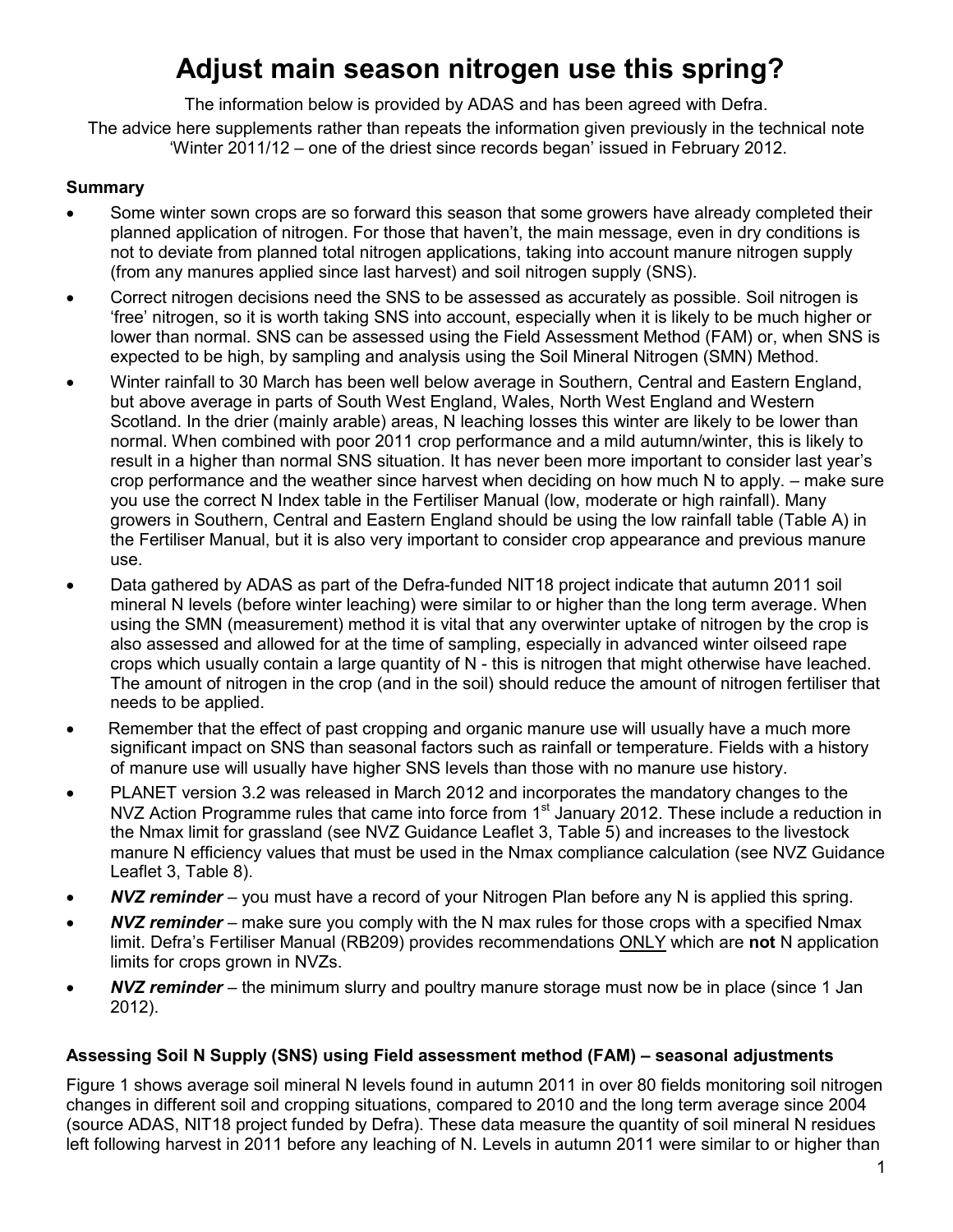# Adjust main season nitrogen use this spring?

The information below is provided by ADAS and has been agreed with Defra.

The advice here supplements rather than repeats the information given previously in the technical note 'Winter 2011/12 – one of the driest since records began' issued in February 2012.

### Summary

- Some winter sown crops are so forward this season that some growers have already completed their planned application of nitrogen. For those that haven't, the main message, even in dry conditions is not to deviate from planned total nitrogen applications, taking into account manure nitrogen supply (from any manures applied since last harvest) and soil nitrogen supply (SNS).
- Correct nitrogen decisions need the SNS to be assessed as accurately as possible. Soil nitrogen is 'free' nitrogen, so it is worth taking SNS into account, especially when it is likely to be much higher or lower than normal. SNS can be assessed using the Field Assessment Method (FAM) or, when SNS is expected to be high, by sampling and analysis using the Soil Mineral Nitrogen (SMN) Method.
- Winter rainfall to 30 March has been well below average in Southern, Central and Eastern England, but above average in parts of South West England, Wales, North West England and Western Scotland. In the drier (mainly arable) areas, N leaching losses this winter are likely to be lower than normal. When combined with poor 2011 crop performance and a mild autumn/winter, this is likely to result in a higher than normal SNS situation. It has never been more important to consider last year's crop performance and the weather since harvest when deciding on how much N to apply. – make sure you use the correct N Index table in the Fertiliser Manual (low, moderate or high rainfall). Many growers in Southern, Central and Eastern England should be using the low rainfall table (Table A) in the Fertiliser Manual, but it is also very important to consider crop appearance and previous manure use.
- Data gathered by ADAS as part of the Defra-funded NIT18 project indicate that autumn 2011 soil mineral N levels (before winter leaching) were similar to or higher than the long term average. When using the SMN (measurement) method it is vital that any overwinter uptake of nitrogen by the crop is also assessed and allowed for at the time of sampling, especially in advanced winter oilseed rape crops which usually contain a large quantity of N - this is nitrogen that might otherwise have leached. The amount of nitrogen in the crop (and in the soil) should reduce the amount of nitrogen fertiliser that needs to be applied.
- Remember that the effect of past cropping and organic manure use will usually have a much more significant impact on SNS than seasonal factors such as rainfall or temperature. Fields with a history of manure use will usually have higher SNS levels than those with no manure use history.
- PLANET version 3.2 was released in March 2012 and incorporates the mandatory changes to the NVZ Action Programme rules that came into force from 1st January 2012. These include a reduction in the Nmax limit for grassland (see NVZ Guidance Leaflet 3, Table 5) and increases to the livestock manure N efficiency values that must be used in the Nmax compliance calculation (see NVZ Guidance Leaflet 3, Table 8).
- ***NVZ reminder*** – you must have a record of your Nitrogen Plan before any N is applied this spring.
- ***NVZ reminder*** – make sure you comply with the N max rules for those crops with a specified Nmax limit. Defra's Fertiliser Manual (RB209) provides recommendations ONLY which are **not** N application limits for crops grown in NVZs.
- ***NVZ reminder*** – the minimum slurry and poultry manure storage must now be in place (since 1 Jan 2012).

### Assessing Soil N Supply (SNS) using Field assessment method (FAM) – seasonal adjustments

Figure 1 shows average soil mineral N levels found in autumn 2011 in over 80 fields monitoring soil nitrogen changes in different soil and cropping situations, compared to 2010 and the long term average since 2004 (source ADAS, NIT18 project funded by Defra). These data measure the quantity of soil mineral N residues left following harvest in 2011 before any leaching of N. Levels in autumn 2011 were similar to or higher than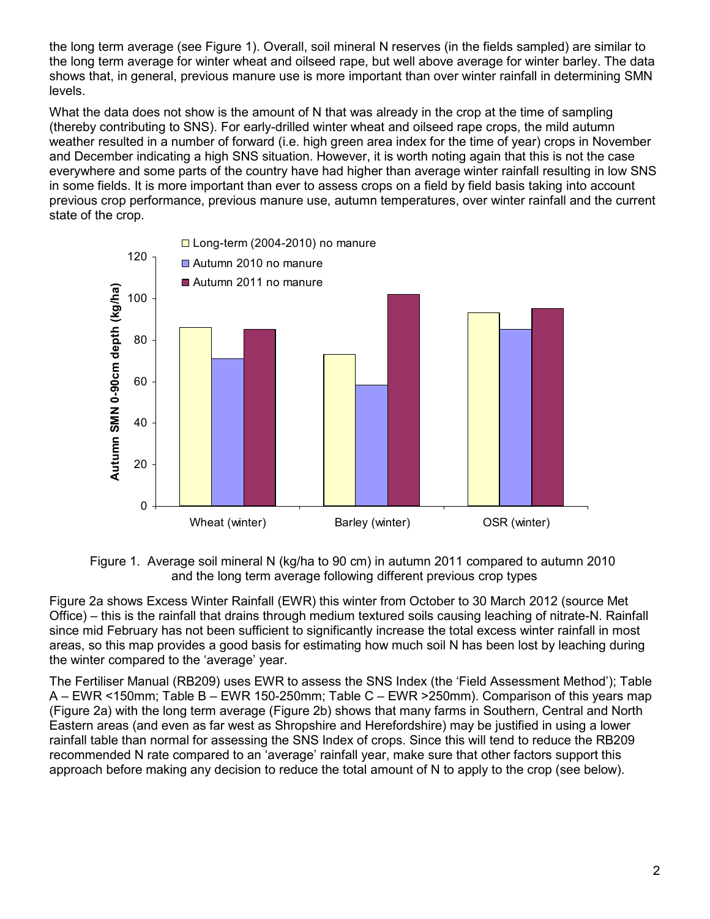the long term average (see Figure 1). Overall, soil mineral N reserves (in the fields sampled) are similar to the long term average for winter wheat and oilseed rape, but well above average for winter barley. The data shows that, in general, previous manure use is more important than over winter rainfall in determining SMN levels.

What the data does not show is the amount of N that was already in the crop at the time of sampling (thereby contributing to SNS). For early-drilled winter wheat and oilseed rape crops, the mild autumn weather resulted in a number of forward (i.e. high green area index for the time of year) crops in November and December indicating a high SNS situation. However, it is worth noting again that this is not the case everywhere and some parts of the country have had higher than average winter rainfall resulting in low SNS in some fields. It is more important than ever to assess crops on a field by field basis taking into account previous crop performance, previous manure use, autumn temperatures, over winter rainfall and the current state of the crop.

Long-term (2004-2010) no manure
Autumn 2010 no manure
Autumn 2011 no manure

Autumn SMN 0-90cm depth (kg/ha)

0
20
40
60
80
100
120

Wheat (winter)
Barley (winter)
OSR (winter)

Figure 1. Average soil mineral N (kg/ha to 90 cm) in autumn 2011 compared to autumn 2010 and the long term average following different previous crop types

Figure 2a shows Excess Winter Rainfall (EWR) this winter from October to 30 March 2012 (source Met Office) – this is the rainfall that drains through medium textured soils causing leaching of nitrate-N. Rainfall since mid February has not been sufficient to significantly increase the total excess winter rainfall in most areas, so this map provides a good basis for estimating how much soil N has been lost by leaching during the winter compared to the 'average' year.

The Fertiliser Manual (RB209) uses EWR to assess the SNS Index (the 'Field Assessment Method'); Table A – EWR <150mm; Table B – EWR 150-250mm; Table C – EWR >250mm). Comparison of this years map (Figure 2a) with the long term average (Figure 2b) shows that many farms in Southern, Central and North Eastern areas (and even as far west as Shropshire and Herefordshire) may be justified in using a lower rainfall table than normal for assessing the SNS Index of crops. Since this will tend to reduce the RB209 recommended N rate compared to an 'average' rainfall year, make sure that other factors support this approach before making any decision to reduce the total amount of N to apply to the crop (see below).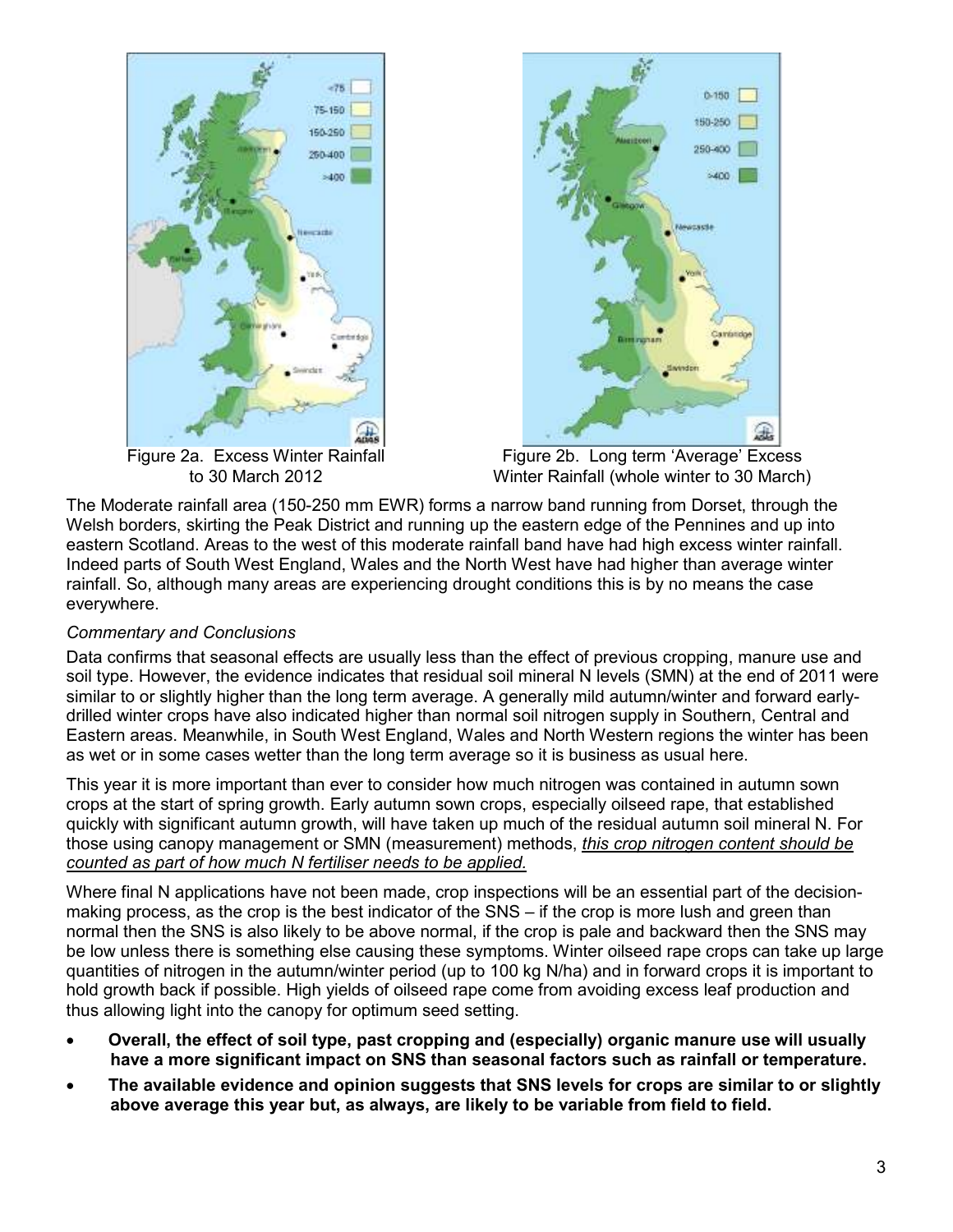<75
75-150
150-250
250-400
>400

Aberdeen
Glasgow
Belfast
Newcastle
York
Birmingham
Cambridge
Swindon

ADAS

Figure 2a. Excess Winter Rainfall to 30 March 2012

0-150
150-250
250-400
>400

Aberdeen
Glasgow
Newcastle
York
Birmingham
Cambridge
Swindon

ADAS

Figure 2b. Long term 'Average' Excess Winter Rainfall (whole winter to 30 March)

The Moderate rainfall area (150-250 mm EWR) forms a narrow band running from Dorset, through the Welsh borders, skirting the Peak District and running up the eastern edge of the Pennines and up into eastern Scotland. Areas to the west of this moderate rainfall band have had high excess winter rainfall. Indeed parts of South West England, Wales and the North West have had higher than average winter rainfall. So, although many areas are experiencing drought conditions this is by no means the case everywhere.

*Commentary and Conclusions*

Data confirms that seasonal effects are usually less than the effect of previous cropping, manure use and soil type. However, the evidence indicates that residual soil mineral N levels (SMN) at the end of 2011 were similar to or slightly higher than the long term average. A generally mild autumn/winter and forward early-drilled winter crops have also indicated higher than normal soil nitrogen supply in Southern, Central and Eastern areas. Meanwhile, in South West England, Wales and North Western regions the winter has been as wet or in some cases wetter than the long term average so it is business as usual here.

This year it is more important than ever to consider how much nitrogen was contained in autumn sown crops at the start of spring growth. Early autumn sown crops, especially oilseed rape, that established quickly with significant autumn growth, will have taken up much of the residual autumn soil mineral N. For those using canopy management or SMN (measurement) methods, *this crop nitrogen content should be counted as part of how much N fertiliser needs to be applied.*

Where final N applications have not been made, crop inspections will be an essential part of the decision-making process, as the crop is the best indicator of the SNS – if the crop is more lush and green than normal then the SNS is also likely to be above normal, if the crop is pale and backward then the SNS may be low unless there is something else causing these symptoms. Winter oilseed rape crops can take up large quantities of nitrogen in the autumn/winter period (up to 100 kg N/ha) and in forward crops it is important to hold growth back if possible. High yields of oilseed rape come from avoiding excess leaf production and thus allowing light into the canopy for optimum seed setting.

- **Overall, the effect of soil type, past cropping and (especially) organic manure use will usually have a more significant impact on SNS than seasonal factors such as rainfall or temperature.**
- **The available evidence and opinion suggests that SNS levels for crops are similar to or slightly above average this year but, as always, are likely to be variable from field to field.**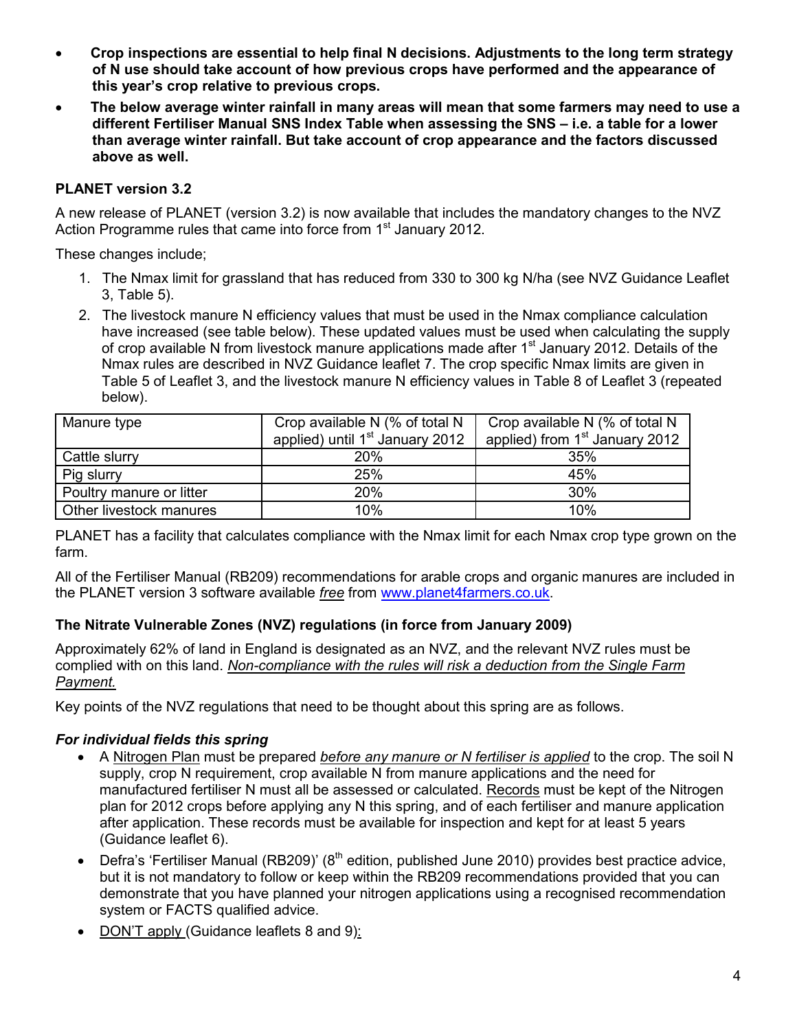- **Crop inspections are essential to help final N decisions. Adjustments to the long term strategy of N use should take account of how previous crops have performed and the appearance of this year's crop relative to previous crops.**
- **The below average winter rainfall in many areas will mean that some farmers may need to use a different Fertiliser Manual SNS Index Table when assessing the SNS – i.e. a table for a lower than average winter rainfall. But take account of crop appearance and the factors discussed above as well.**

### PLANET version 3.2

A new release of PLANET (version 3.2) is now available that includes the mandatory changes to the NVZ Action Programme rules that came into force from 1st January 2012.

These changes include;

1. The Nmax limit for grassland that has reduced from 330 to 300 kg N/ha (see NVZ Guidance Leaflet 3, Table 5).
2. The livestock manure N efficiency values that must be used in the Nmax compliance calculation have increased (see table below). These updated values must be used when calculating the supply of crop available N from livestock manure applications made after 1st January 2012. Details of the Nmax rules are described in NVZ Guidance leaflet 7. The crop specific Nmax limits are given in Table 5 of Leaflet 3, and the livestock manure N efficiency values in Table 8 of Leaflet 3 (repeated below).

| Manure type | Crop available N (% of total N applied) until 1st January 2012 | Crop available N (% of total N applied) from 1st January 2012 |
|---|---|---|
| Cattle slurry | 20% | 35% |
| Pig slurry | 25% | 45% |
| Poultry manure or litter | 20% | 30% |
| Other livestock manures | 10% | 10% |

PLANET has a facility that calculates compliance with the Nmax limit for each Nmax crop type grown on the farm.

All of the Fertiliser Manual (RB209) recommendations for arable crops and organic manures are included in the PLANET version 3 software available *free* from www.planet4farmers.co.uk.

### The Nitrate Vulnerable Zones (NVZ) regulations (in force from January 2009)

Approximately 62% of land in England is designated as an NVZ, and the relevant NVZ rules must be complied with on this land. *Non-compliance with the rules will risk a deduction from the Single Farm Payment.*

Key points of the NVZ regulations that need to be thought about this spring are as follows.

#### *For individual fields this spring*

- A Nitrogen Plan must be prepared *before any manure or N fertiliser is applied* to the crop. The soil N supply, crop N requirement, crop available N from manure applications and the need for manufactured fertiliser N must all be assessed or calculated. Records must be kept of the Nitrogen plan for 2012 crops before applying any N this spring, and of each fertiliser and manure application after application. These records must be available for inspection and kept for at least 5 years (Guidance leaflet 6).
- Defra's 'Fertiliser Manual (RB209)' (8th edition, published June 2010) provides best practice advice, but it is not mandatory to follow or keep within the RB209 recommendations provided that you can demonstrate that you have planned your nitrogen applications using a recognised recommendation system or FACTS qualified advice.
- DON'T apply (Guidance leaflets 8 and 9):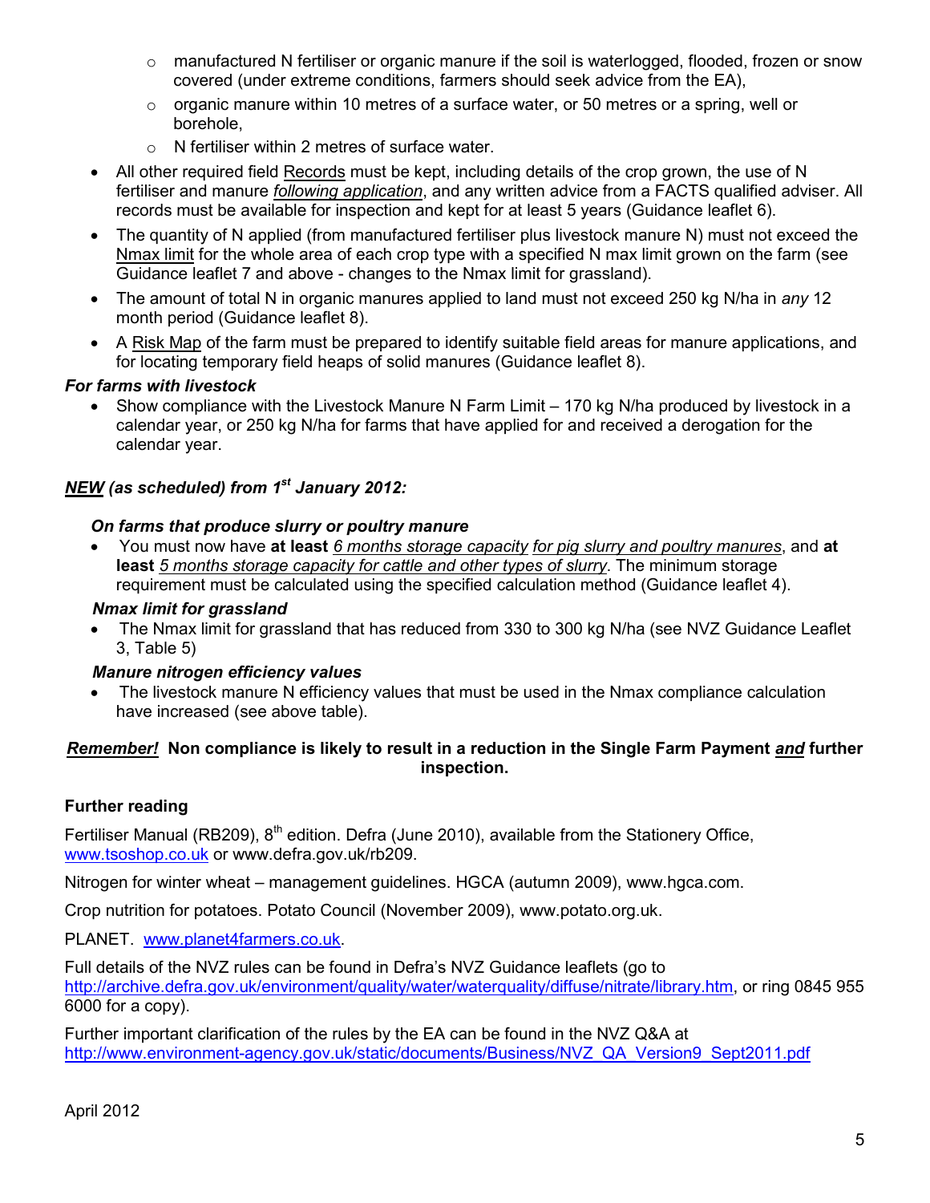- manufactured N fertiliser or organic manure if the soil is waterlogged, flooded, frozen or snow covered (under extreme conditions, farmers should seek advice from the EA),
    - organic manure within 10 metres of a surface water, or 50 metres or a spring, well or borehole,
    - N fertiliser within 2 metres of surface water.
- All other required field Records must be kept, including details of the crop grown, the use of N fertiliser and manure *following application*, and any written advice from a FACTS qualified adviser. All records must be available for inspection and kept for at least 5 years (Guidance leaflet 6).
- The quantity of N applied (from manufactured fertiliser plus livestock manure N) must not exceed the Nmax limit for the whole area of each crop type with a specified N max limit grown on the farm (see Guidance leaflet 7 and above - changes to the Nmax limit for grassland).
- The amount of total N in organic manures applied to land must not exceed 250 kg N/ha in *any* 12 month period (Guidance leaflet 8).
- A Risk Map of the farm must be prepared to identify suitable field areas for manure applications, and for locating temporary field heaps of solid manures (Guidance leaflet 8).

***For farms with livestock***

- Show compliance with the Livestock Manure N Farm Limit – 170 kg N/ha produced by livestock in a calendar year, or 250 kg N/ha for farms that have applied for and received a derogation for the calendar year.

***NEW (as scheduled) from 1st January 2012:***

***On farms that produce slurry or poultry manure***

- You must now have **at least** *6 months storage capacity for pig slurry and poultry manures*, and **at least** *5 months storage capacity for cattle and other types of slurry*. The minimum storage requirement must be calculated using the specified calculation method (Guidance leaflet 4).

***Nmax limit for grassland***

- The Nmax limit for grassland that has reduced from 330 to 300 kg N/ha (see NVZ Guidance Leaflet 3, Table 5)

***Manure nitrogen efficiency values***

- The livestock manure N efficiency values that must be used in the Nmax compliance calculation have increased (see above table).

***Remember!*** **Non compliance is likely to result in a reduction in the Single Farm Payment *and* further inspection.**

**Further reading**

Fertiliser Manual (RB209), 8th edition. Defra (June 2010), available from the Stationery Office, www.tsoshop.co.uk or www.defra.gov.uk/rb209.

Nitrogen for winter wheat – management guidelines. HGCA (autumn 2009), www.hgca.com.

Crop nutrition for potatoes. Potato Council (November 2009), www.potato.org.uk.

PLANET. www.planet4farmers.co.uk.

Full details of the NVZ rules can be found in Defra's NVZ Guidance leaflets (go to http://archive.defra.gov.uk/environment/quality/water/waterquality/diffuse/nitrate/library.htm, or ring 0845 955 6000 for a copy).

Further important clarification of the rules by the EA can be found in the NVZ Q&A at http://www.environment-agency.gov.uk/static/documents/Business/NVZ_QA_Version9_Sept2011.pdf

April 2012